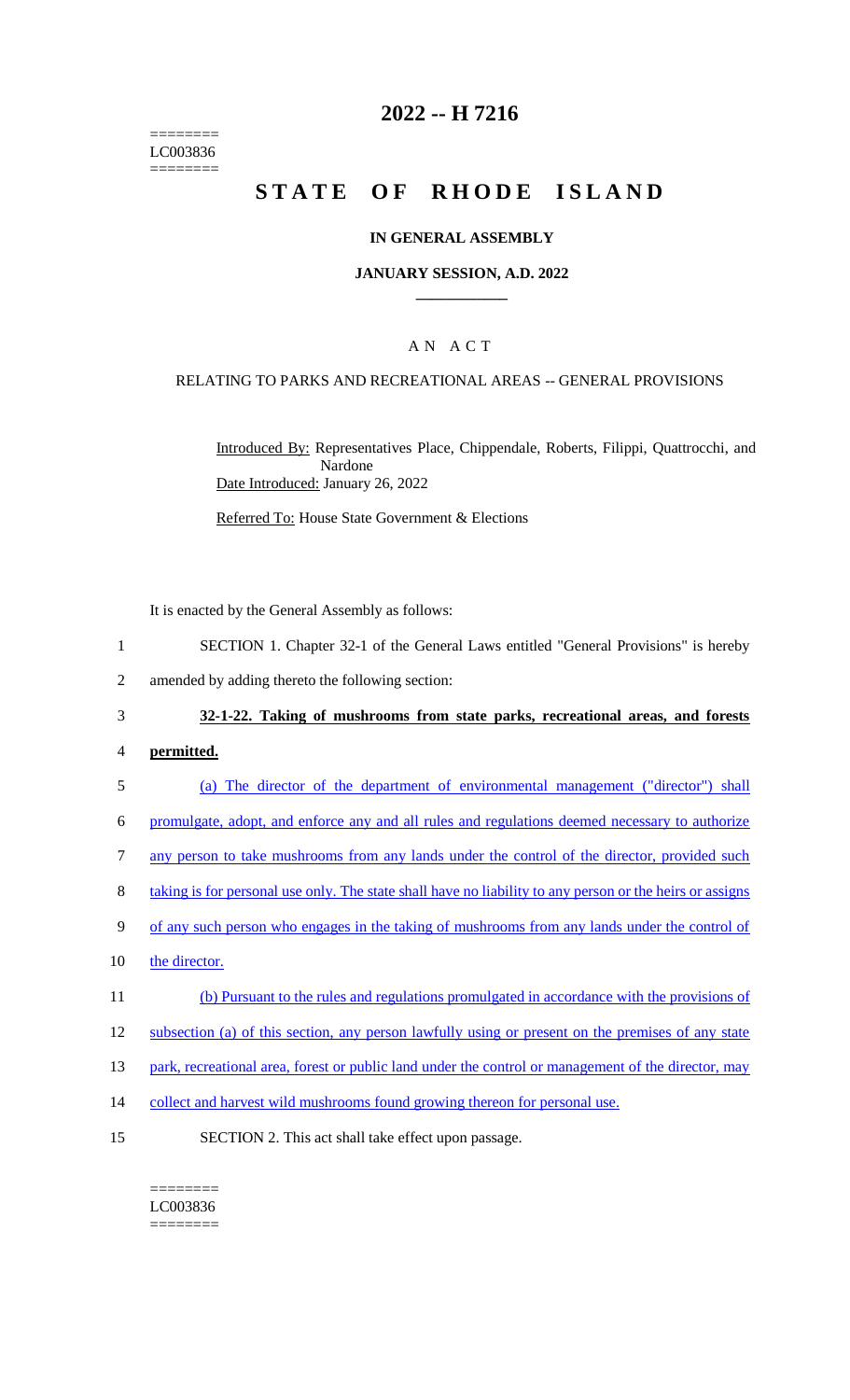========
LC003836
========

# 2022 -- H 7216

# STATE OF RHODE ISLAND

## IN GENERAL ASSEMBLY

### JANUARY SESSION, A.D. 2022

### A N A C T

RELATING TO PARKS AND RECREATIONAL AREAS -- GENERAL PROVISIONS

Introduced By: Representatives Place, Chippendale, Roberts, Filippi, Quattrocchi, and Nardone

Date Introduced: January 26, 2022

Referred To: House State Government & Elections

It is enacted by the General Assembly as follows:

1 SECTION 1. Chapter 32-1 of the General Laws entitled "General Provisions" is hereby
2 amended by adding thereto the following section:

3 **32-1-22. Taking of mushrooms from state parks, recreational areas, and forests**
4 **permitted.**

5 (a) The director of the department of environmental management ("director") shall
6 promulgate, adopt, and enforce any and all rules and regulations deemed necessary to authorize
7 any person to take mushrooms from any lands under the control of the director, provided such
8 taking is for personal use only. The state shall have no liability to any person or the heirs or assigns
9 of any such person who engages in the taking of mushrooms from any lands under the control of
10 the director.

11 (b) Pursuant to the rules and regulations promulgated in accordance with the provisions of
12 subsection (a) of this section, any person lawfully using or present on the premises of any state
13 park, recreational area, forest or public land under the control or management of the director, may
14 collect and harvest wild mushrooms found growing thereon for personal use.

15 SECTION 2. This act shall take effect upon passage.

========
LC003836
========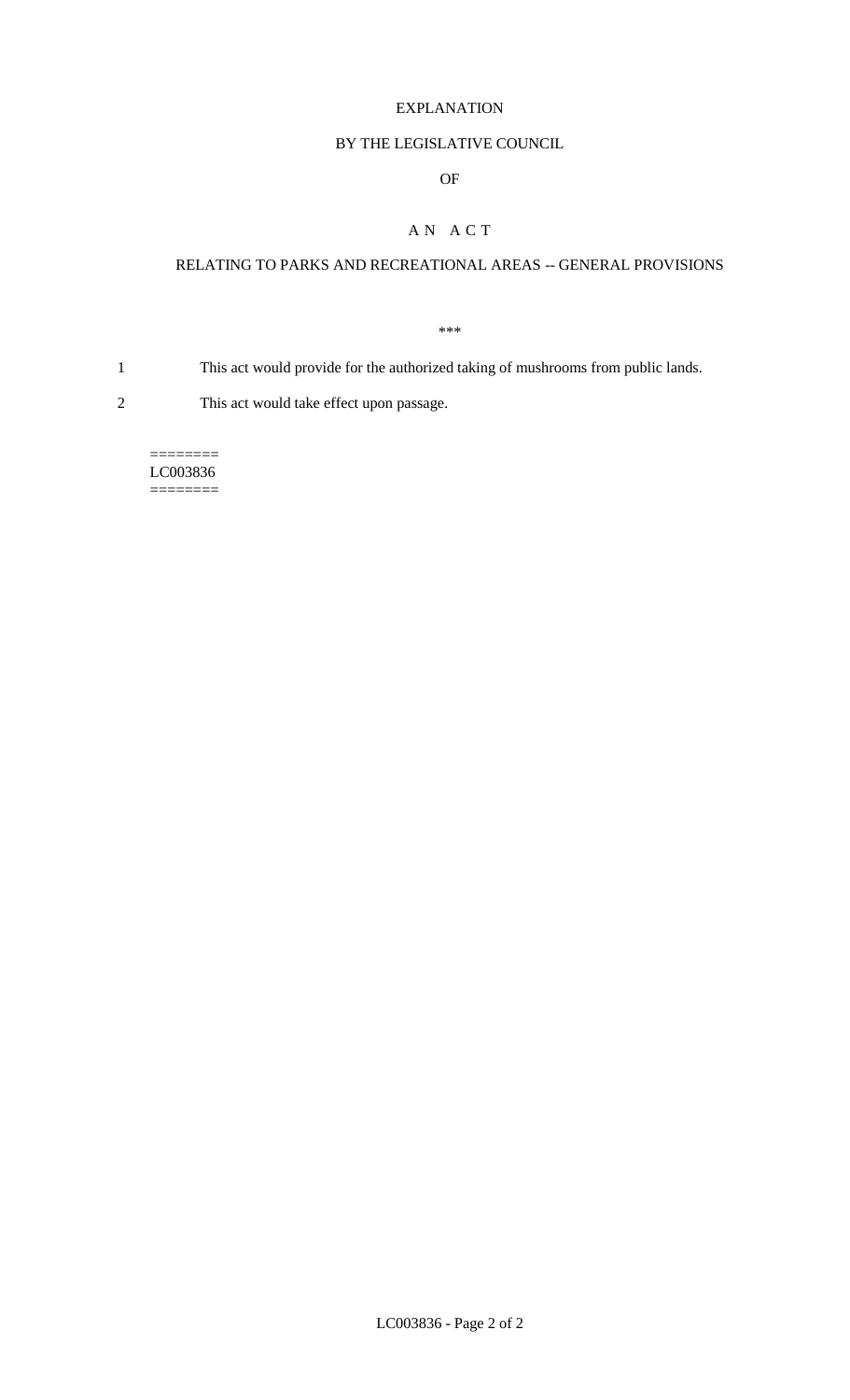EXPLANATION

BY THE LEGISLATIVE COUNCIL

OF

A N A C T

RELATING TO PARKS AND RECREATIONAL AREAS -- GENERAL PROVISIONS

\*\*\*

1 This act would provide for the authorized taking of mushrooms from public lands.

2 This act would take effect upon passage.

========
LC003836
========